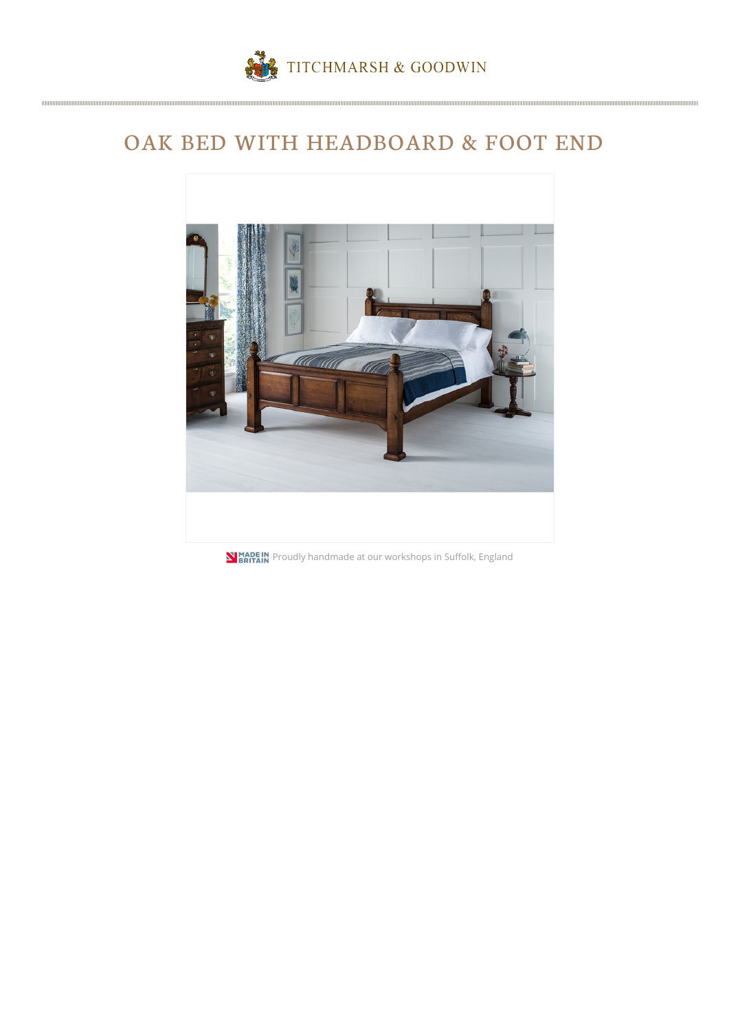TITCHMARSH & GOODWIN

# OAK BED WITH HEADBOARD & FOOT END

MADE IN BRITAIN Proudly handmade at our workshops in Suffolk, England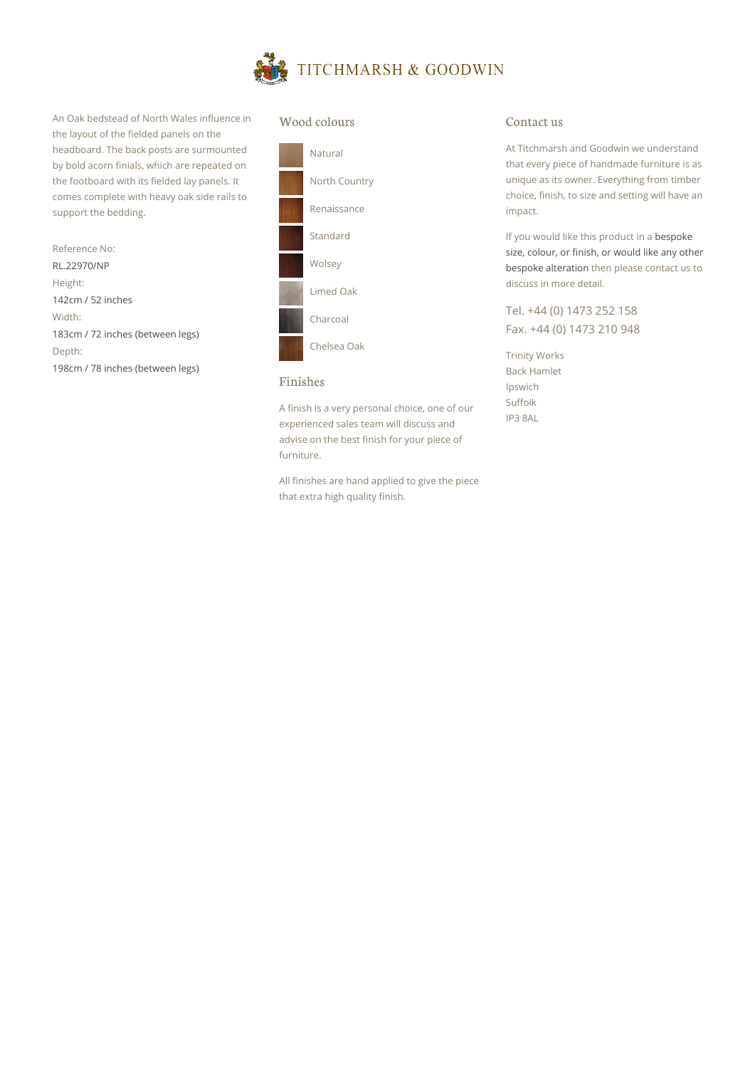# TITCHMARSH & GOODWIN

An Oak bedstead of North Wales influence in the layout of the fielded panels on the headboard. The back posts are surmounted by bold acorn finials, which are repeated on the footboard with its fielded lay panels. It comes complete with heavy oak side rails to support the bedding.

Reference No:
RL.22970/NP
Height:
142cm / 52 inches
Width:
183cm / 72 inches (between legs)
Depth:
198cm / 78 inches (between legs)

## Wood colours

- Natural
- North Country
- Renaissance
- Standard
- Wolsey
- Limed Oak
- Charcoal
- Chelsea Oak

## Finishes

A finish is a very personal choice, one of our experienced sales team will discuss and advise on the best finish for your piece of furniture.

All finishes are hand applied to give the piece that extra high quality finish.

## Contact us

At Titchmarsh and Goodwin we understand that every piece of handmade furniture is as unique as its owner. Everything from timber choice, finish, to size and setting will have an impact.

If you would like this product in a bespoke size, colour, or finish, or would like any other bespoke alteration then please contact us to discuss in more detail.

Tel. +44 (0) 1473 252 158
Fax. +44 (0) 1473 210 948

Trinity Works
Back Hamlet
Ipswich
Suffolk
IP3 8AL